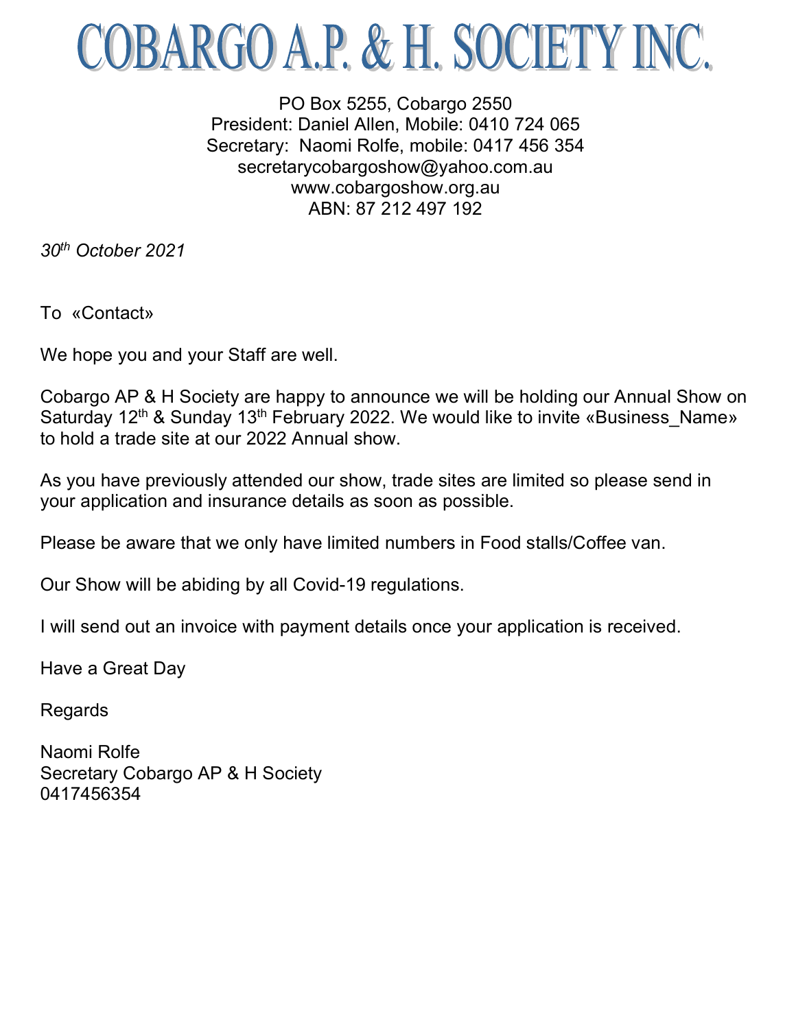# COBARGO A.P. & H. SOCIETY INC.

PO Box 5255, Cobargo 2550
President: Daniel Allen, Mobile: 0410 724 065
Secretary: Naomi Rolfe, mobile: 0417 456 354
secretarycobargoshow@yahoo.com.au
www.cobargoshow.org.au
ABN: 87 212 497 192

*30th October 2021*

To «Contact»

We hope you and your Staff are well.

Cobargo AP & H Society are happy to announce we will be holding our Annual Show on Saturday 12th & Sunday 13th February 2022. We would like to invite «Business_Name» to hold a trade site at our 2022 Annual show.

As you have previously attended our show, trade sites are limited so please send in your application and insurance details as soon as possible.

Please be aware that we only have limited numbers in Food stalls/Coffee van.

Our Show will be abiding by all Covid-19 regulations.

I will send out an invoice with payment details once your application is received.

Have a Great Day

Regards

Naomi Rolfe
Secretary Cobargo AP & H Society
0417456354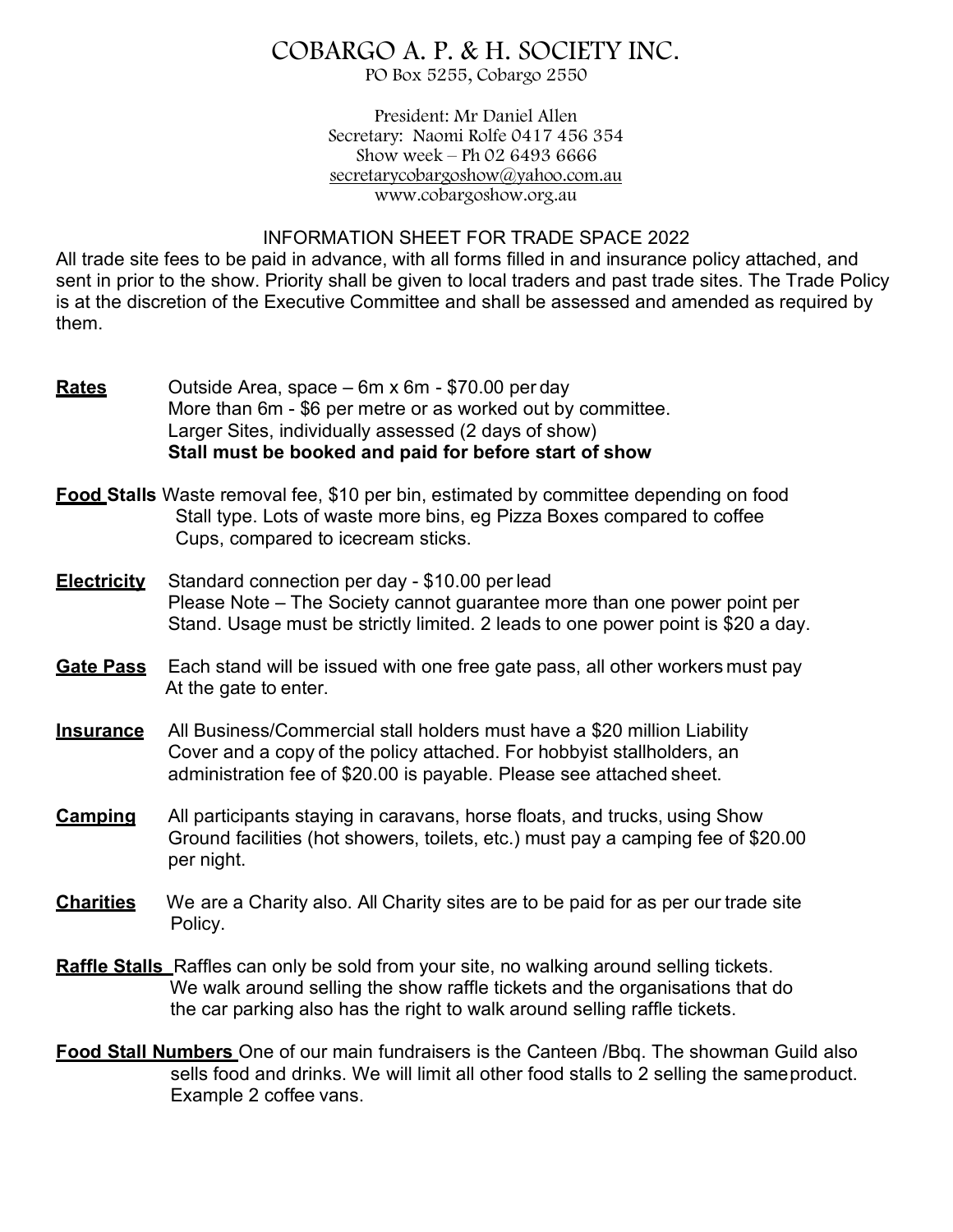# COBARGO A. P. & H. SOCIETY INC.

PO Box 5255, Cobargo 2550

President: Mr Daniel Allen
Secretary: Naomi Rolfe 0417 456 354
Show week – Ph 02 6493 6666
secretarycobargoshow@yahoo.com.au
www.cobargoshow.org.au

## INFORMATION SHEET FOR TRADE SPACE 2022

All trade site fees to be paid in advance, with all forms filled in and insurance policy attached, and sent in prior to the show. Priority shall be given to local traders and past trade sites. The Trade Policy is at the discretion of the Executive Committee and shall be assessed and amended as required by them.

**Rates** Outside Area, space – 6m x 6m - $70.00 per day
More than 6m - $6 per metre or as worked out by committee.
Larger Sites, individually assessed (2 days of show)
**Stall must be booked and paid for before start of show**

**Food Stalls** Waste removal fee, $10 per bin, estimated by committee depending on food Stall type. Lots of waste more bins, eg Pizza Boxes compared to coffee Cups, compared to icecream sticks.

**Electricity** Standard connection per day - $10.00 per lead
Please Note – The Society cannot guarantee more than one power point per Stand. Usage must be strictly limited. 2 leads to one power point is $20 a day.

**Gate Pass** Each stand will be issued with one free gate pass, all other workers must pay At the gate to enter.

**Insurance** All Business/Commercial stall holders must have a $20 million Liability Cover and a copy of the policy attached. For hobbyist stallholders, an administration fee of $20.00 is payable. Please see attached sheet.

**Camping** All participants staying in caravans, horse floats, and trucks, using Show Ground facilities (hot showers, toilets, etc.) must pay a camping fee of $20.00 per night.

**Charities** We are a Charity also. All Charity sites are to be paid for as per our trade site Policy.

**Raffle Stalls** Raffles can only be sold from your site, no walking around selling tickets. We walk around selling the show raffle tickets and the organisations that do the car parking also has the right to walk around selling raffle tickets.

**Food Stall Numbers** One of our main fundraisers is the Canteen /Bbq. The showman Guild also sells food and drinks. We will limit all other food stalls to 2 selling the same product. Example 2 coffee vans.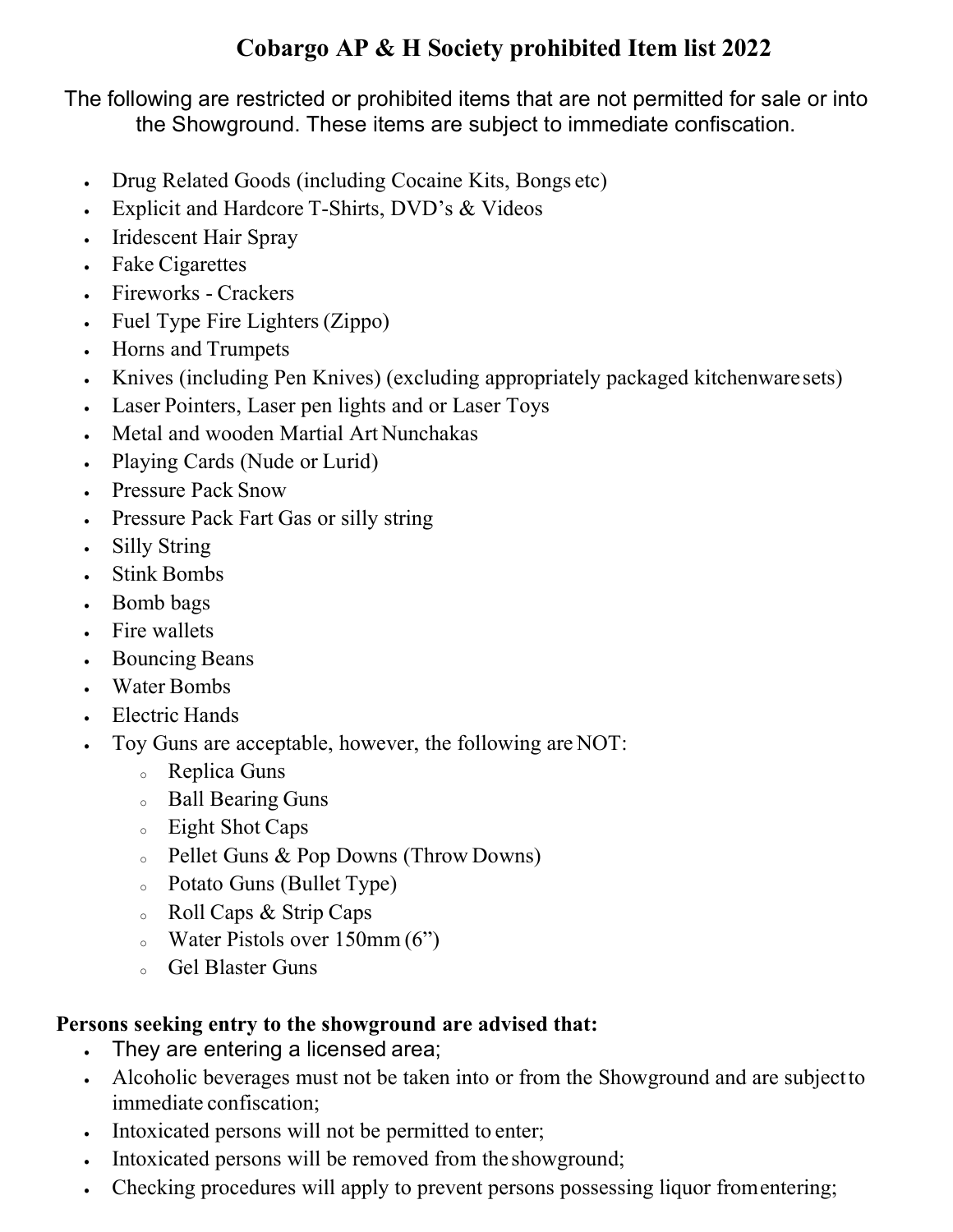# Cobargo AP & H Society prohibited Item list 2022

The following are restricted or prohibited items that are not permitted for sale or into the Showground. These items are subject to immediate confiscation.

- Drug Related Goods (including Cocaine Kits, Bongs etc)
- Explicit and Hardcore T-Shirts, DVD's & Videos
- Iridescent Hair Spray
- Fake Cigarettes
- Fireworks - Crackers
- Fuel Type Fire Lighters (Zippo)
- Horns and Trumpets
- Knives (including Pen Knives) (excluding appropriately packaged kitchenware sets)
- Laser Pointers, Laser pen lights and or Laser Toys
- Metal and wooden Martial Art Nunchakas
- Playing Cards (Nude or Lurid)
- Pressure Pack Snow
- Pressure Pack Fart Gas or silly string
- Silly String
- Stink Bombs
- Bomb bags
- Fire wallets
- Bouncing Beans
- Water Bombs
- Electric Hands
- Toy Guns are acceptable, however, the following are NOT:
  - Replica Guns
  - Ball Bearing Guns
  - Eight Shot Caps
  - Pellet Guns & Pop Downs (Throw Downs)
  - Potato Guns (Bullet Type)
  - Roll Caps & Strip Caps
  - Water Pistols over 150mm (6")
  - Gel Blaster Guns

**Persons seeking entry to the showground are advised that:**

- They are entering a licensed area;
- Alcoholic beverages must not be taken into or from the Showground and are subject to immediate confiscation;
- Intoxicated persons will not be permitted to enter;
- Intoxicated persons will be removed from the showground;
- Checking procedures will apply to prevent persons possessing liquor from entering;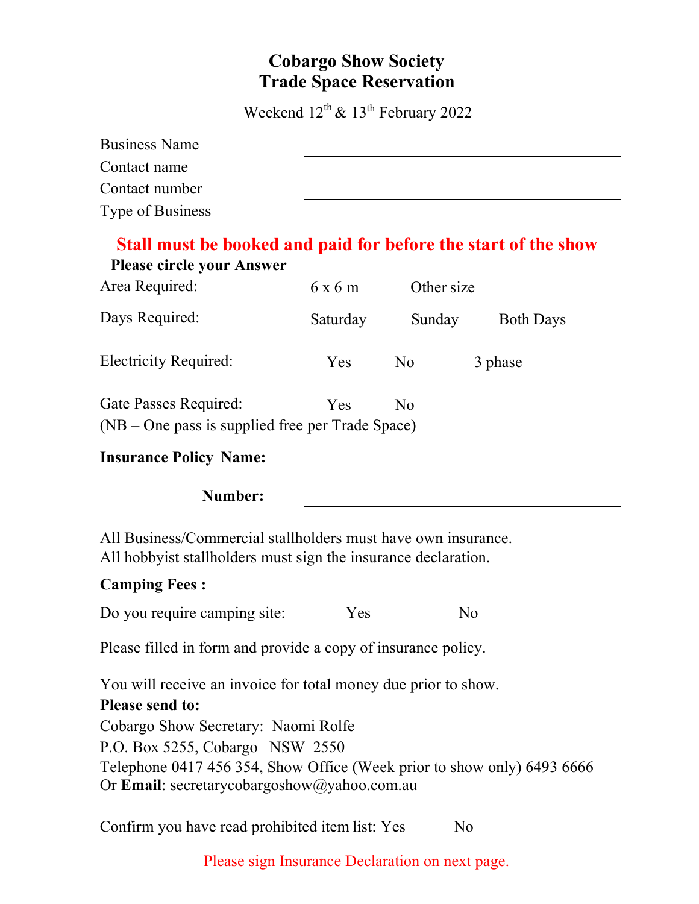# Cobargo Show Society
# Trade Space Reservation

Weekend 12th & 13th February 2022

Business Name \_\_\_\_\_\_\_\_\_\_\_\_\_\_\_\_\_\_\_\_\_\_\_\_\_\_\_\_

Contact name \_\_\_\_\_\_\_\_\_\_\_\_\_\_\_\_\_\_\_\_\_\_\_\_\_\_\_\_

Contact number \_\_\_\_\_\_\_\_\_\_\_\_\_\_\_\_\_\_\_\_\_\_\_\_\_\_\_\_

Type of Business \_\_\_\_\_\_\_\_\_\_\_\_\_\_\_\_\_\_\_\_\_\_\_\_\_\_\_\_

**Stall must be booked and paid for before the start of the show**

**Please circle your Answer**

Area Required: 6 x 6 m Other size \_\_\_\_\_\_\_\_\_\_\_\_

Days Required: Saturday Sunday Both Days

Electricity Required: Yes No 3 phase

Gate Passes Required: Yes No

(NB – One pass is supplied free per Trade Space)

**Insurance Policy Name:** \_\_\_\_\_\_\_\_\_\_\_\_\_\_\_\_\_\_\_\_\_\_\_\_\_\_\_\_

**Number:** \_\_\_\_\_\_\_\_\_\_\_\_\_\_\_\_\_\_\_\_\_\_\_\_\_\_\_\_

All Business/Commercial stallholders must have own insurance.
All hobbyist stallholders must sign the insurance declaration.

**Camping Fees :**

Do you require camping site: Yes No

Please filled in form and provide a copy of insurance policy.

You will receive an invoice for total money due prior to show.

**Please send to:**

Cobargo Show Secretary: Naomi Rolfe
P.O. Box 5255, Cobargo NSW 2550
Telephone 0417 456 354, Show Office (Week prior to show only) 6493 6666
Or **Email**: secretarycobargoshow@yahoo.com.au

Confirm you have read prohibited item list: Yes No

Please sign Insurance Declaration on next page.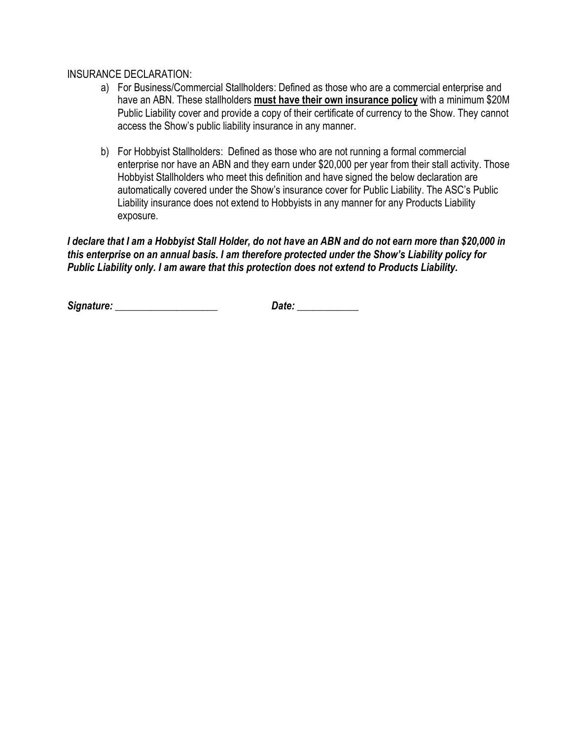INSURANCE DECLARATION:

a) For Business/Commercial Stallholders: Defined as those who are a commercial enterprise and have an ABN. These stallholders **must have their own insurance policy** with a minimum $20M Public Liability cover and provide a copy of their certificate of currency to the Show. They cannot access the Show's public liability insurance in any manner.

b) For Hobbyist Stallholders: Defined as those who are not running a formal commercial enterprise nor have an ABN and they earn under $20,000 per year from their stall activity. Those Hobbyist Stallholders who meet this definition and have signed the below declaration are automatically covered under the Show's insurance cover for Public Liability. The ASC's Public Liability insurance does not extend to Hobbyists in any manner for any Products Liability exposure.

***I declare that I am a Hobbyist Stall Holder, do not have an ABN and do not earn more than $20,000 in this enterprise on an annual basis. I am therefore protected under the Show's Liability policy for Public Liability only. I am aware that this protection does not extend to Products Liability.***

***Signature:*** ____________________ ***Date:*** ____________